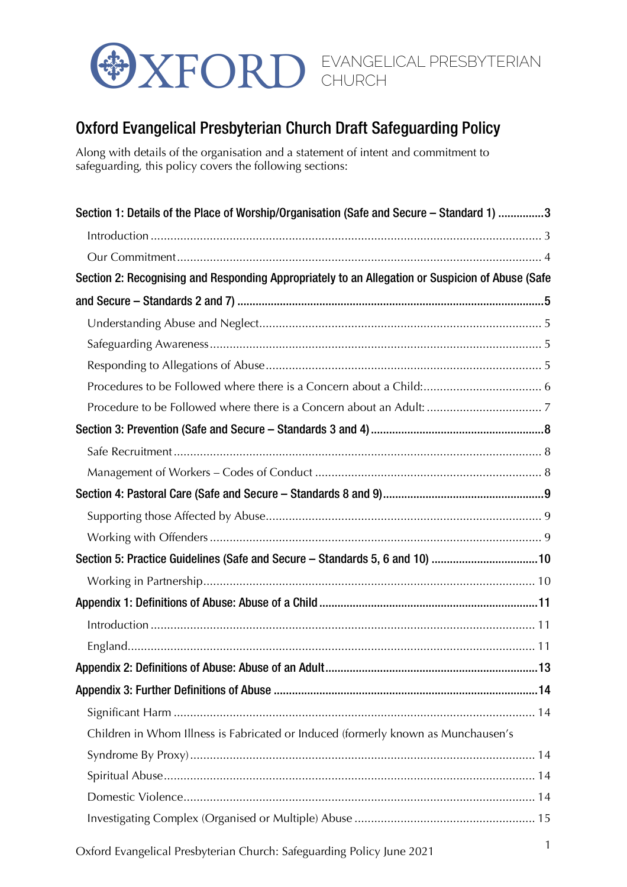OXFORD EVANGELICAL PRESBYTERIAN CHURCH

# Oxford Evangelical Presbyterian Church Draft Safeguarding Policy

Along with details of the organisation and a statement of intent and commitment to safeguarding, this policy covers the following sections:

**Section 1: Details of the Place of Worship/Organisation (Safe and Secure – Standard 1) ...............3**

Introduction ........................................................................................................ 3

Our Commitment................................................................................................ 4

**Section 2: Recognising and Responding Appropriately to an Allegation or Suspicion of Abuse (Safe and Secure – Standards 2 and 7) ..................................................................................................5**

Understanding Abuse and Neglect...................................................................... 5

Safeguarding Awareness..................................................................................... 5

Responding to Allegations of Abuse.................................................................... 5

Procedures to be Followed where there is a Concern about a Child:.................................... 6

Procedure to be Followed where there is a Concern about an Adult: ................................... 7

**Section 3: Prevention (Safe and Secure – Standards 3 and 4)........................................................8**

Safe Recruitment ................................................................................................ 8

Management of Workers – Codes of Conduct ..................................................... 8

**Section 4: Pastoral Care (Safe and Secure – Standards 8 and 9)....................................................9**

Supporting those Affected by Abuse.................................................................... 9

Working with Offenders ..................................................................................... 9

**Section 5: Practice Guidelines (Safe and Secure – Standards 5, 6 and 10) ..................................10**

Working in Partnership..................................................................................... 10

**Appendix 1: Definitions of Abuse: Abuse of a Child ......................................................................11**

Introduction ...................................................................................................... 11

England............................................................................................................ 11

**Appendix 2: Definitions of Abuse: Abuse of an Adult.....................................................................13**

**Appendix 3: Further Definitions of Abuse .....................................................................................14**

Significant Harm ............................................................................................... 14

Children in Whom Illness is Fabricated or Induced (formerly known as Munchausen's Syndrome By Proxy)........................................................................................ 14

Spiritual Abuse.................................................................................................. 14

Domestic Violence............................................................................................ 14

Investigating Complex (Organised or Multiple) Abuse ....................................................... 15

Oxford Evangelical Presbyterian Church: Safeguarding Policy June 2021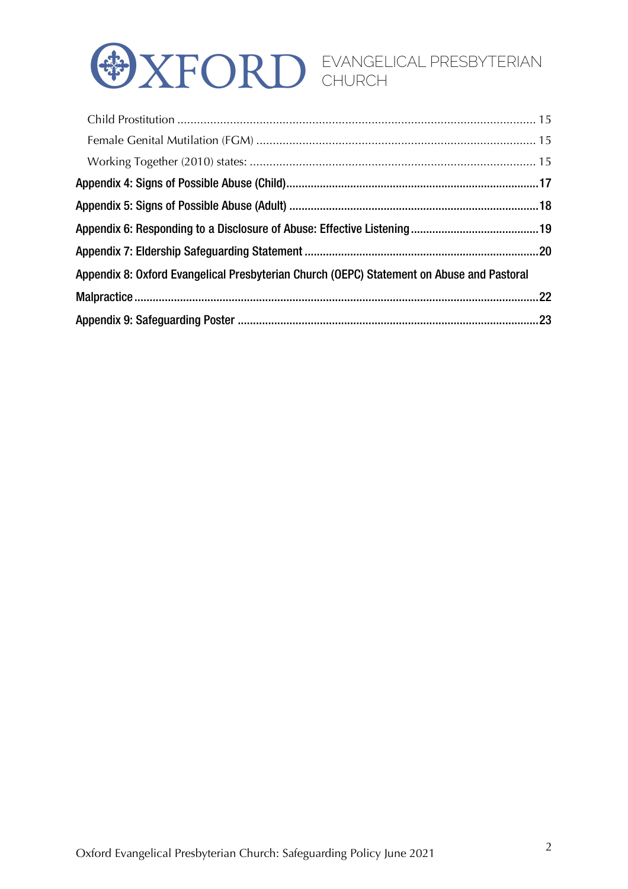Child Prostitution ........................................................................................................ 15

Female Genital Mutilation (FGM) ................................................................................ 15

Working Together (2010) states: .................................................................................. 15

**Appendix 4: Signs of Possible Abuse (Child)........................................................................17**

**Appendix 5: Signs of Possible Abuse (Adult) .......................................................................18**

**Appendix 6: Responding to a Disclosure of Abuse: Effective Listening .................................19**

**Appendix 7: Eldership Safeguarding Statement ...................................................................20**

**Appendix 8: Oxford Evangelical Presbyterian Church (OEPC) Statement on Abuse and Pastoral Malpractice ..........................................................................................................................22**

**Appendix 9: Safeguarding Poster .........................................................................................23**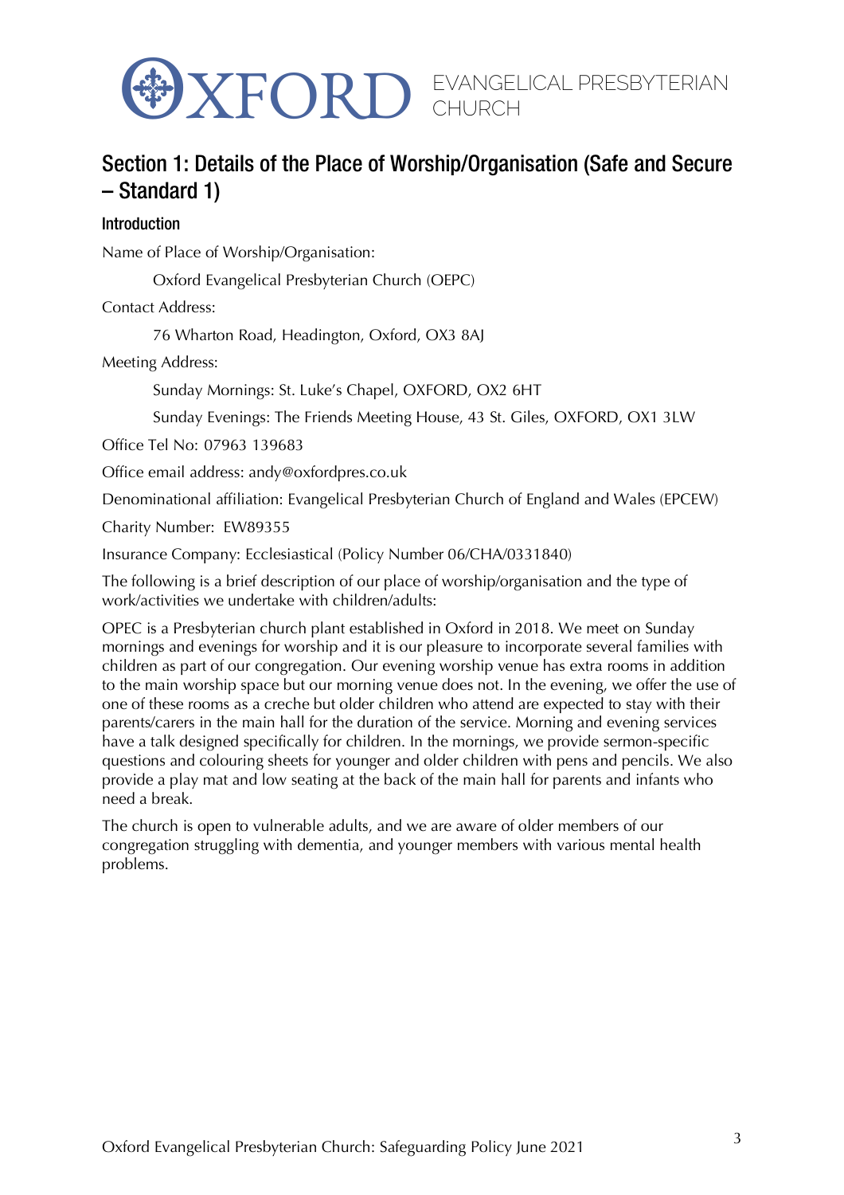## Section 1: Details of the Place of Worship/Organisation (Safe and Secure – Standard 1)

### Introduction

Name of Place of Worship/Organisation:

Oxford Evangelical Presbyterian Church (OEPC)

Contact Address:

76 Wharton Road, Headington, Oxford, OX3 8AJ

Meeting Address:

Sunday Mornings: St. Luke's Chapel, OXFORD, OX2 6HT

Sunday Evenings: The Friends Meeting House, 43 St. Giles, OXFORD, OX1 3LW

Office Tel No: 07963 139683

Office email address: andy@oxfordpres.co.uk

Denominational affiliation: Evangelical Presbyterian Church of England and Wales (EPCEW)

Charity Number: EW89355

Insurance Company: Ecclesiastical (Policy Number 06/CHA/0331840)

The following is a brief description of our place of worship/organisation and the type of work/activities we undertake with children/adults:

OPEC is a Presbyterian church plant established in Oxford in 2018. We meet on Sunday mornings and evenings for worship and it is our pleasure to incorporate several families with children as part of our congregation. Our evening worship venue has extra rooms in addition to the main worship space but our morning venue does not. In the evening, we offer the use of one of these rooms as a creche but older children who attend are expected to stay with their parents/carers in the main hall for the duration of the service. Morning and evening services have a talk designed specifically for children. In the mornings, we provide sermon-specific questions and colouring sheets for younger and older children with pens and pencils. We also provide a play mat and low seating at the back of the main hall for parents and infants who need a break.

The church is open to vulnerable adults, and we are aware of older members of our congregation struggling with dementia, and younger members with various mental health problems.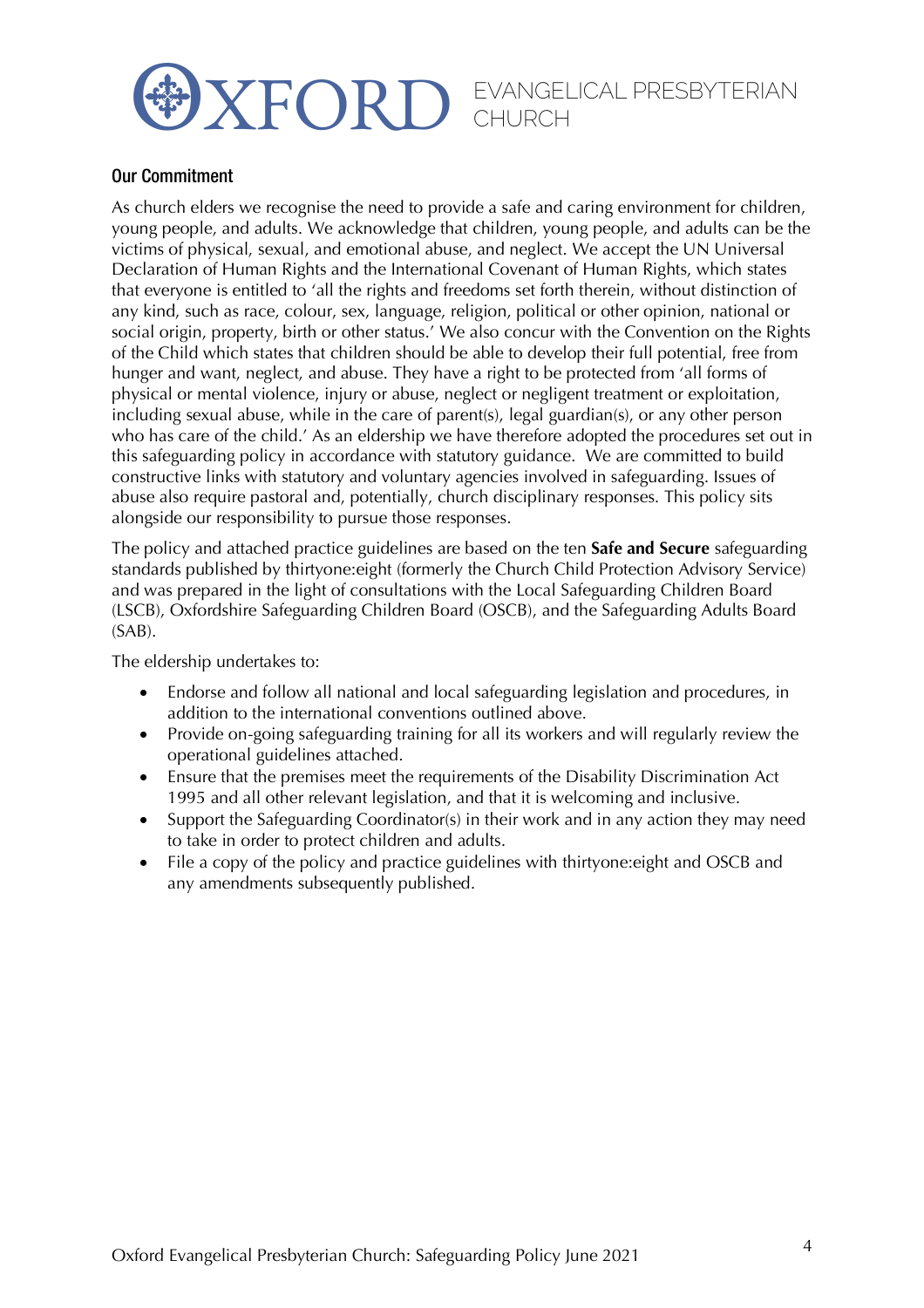## Our Commitment

As church elders we recognise the need to provide a safe and caring environment for children, young people, and adults. We acknowledge that children, young people, and adults can be the victims of physical, sexual, and emotional abuse, and neglect. We accept the UN Universal Declaration of Human Rights and the International Covenant of Human Rights, which states that everyone is entitled to 'all the rights and freedoms set forth therein, without distinction of any kind, such as race, colour, sex, language, religion, political or other opinion, national or social origin, property, birth or other status.' We also concur with the Convention on the Rights of the Child which states that children should be able to develop their full potential, free from hunger and want, neglect, and abuse. They have a right to be protected from 'all forms of physical or mental violence, injury or abuse, neglect or negligent treatment or exploitation, including sexual abuse, while in the care of parent(s), legal guardian(s), or any other person who has care of the child.' As an eldership we have therefore adopted the procedures set out in this safeguarding policy in accordance with statutory guidance. We are committed to build constructive links with statutory and voluntary agencies involved in safeguarding. Issues of abuse also require pastoral and, potentially, church disciplinary responses. This policy sits alongside our responsibility to pursue those responses.

The policy and attached practice guidelines are based on the ten **Safe and Secure** safeguarding standards published by thirtyone:eight (formerly the Church Child Protection Advisory Service) and was prepared in the light of consultations with the Local Safeguarding Children Board (LSCB), Oxfordshire Safeguarding Children Board (OSCB), and the Safeguarding Adults Board (SAB).

The eldership undertakes to:

- Endorse and follow all national and local safeguarding legislation and procedures, in addition to the international conventions outlined above.
- Provide on-going safeguarding training for all its workers and will regularly review the operational guidelines attached.
- Ensure that the premises meet the requirements of the Disability Discrimination Act 1995 and all other relevant legislation, and that it is welcoming and inclusive.
- Support the Safeguarding Coordinator(s) in their work and in any action they may need to take in order to protect children and adults.
- File a copy of the policy and practice guidelines with thirtyone:eight and OSCB and any amendments subsequently published.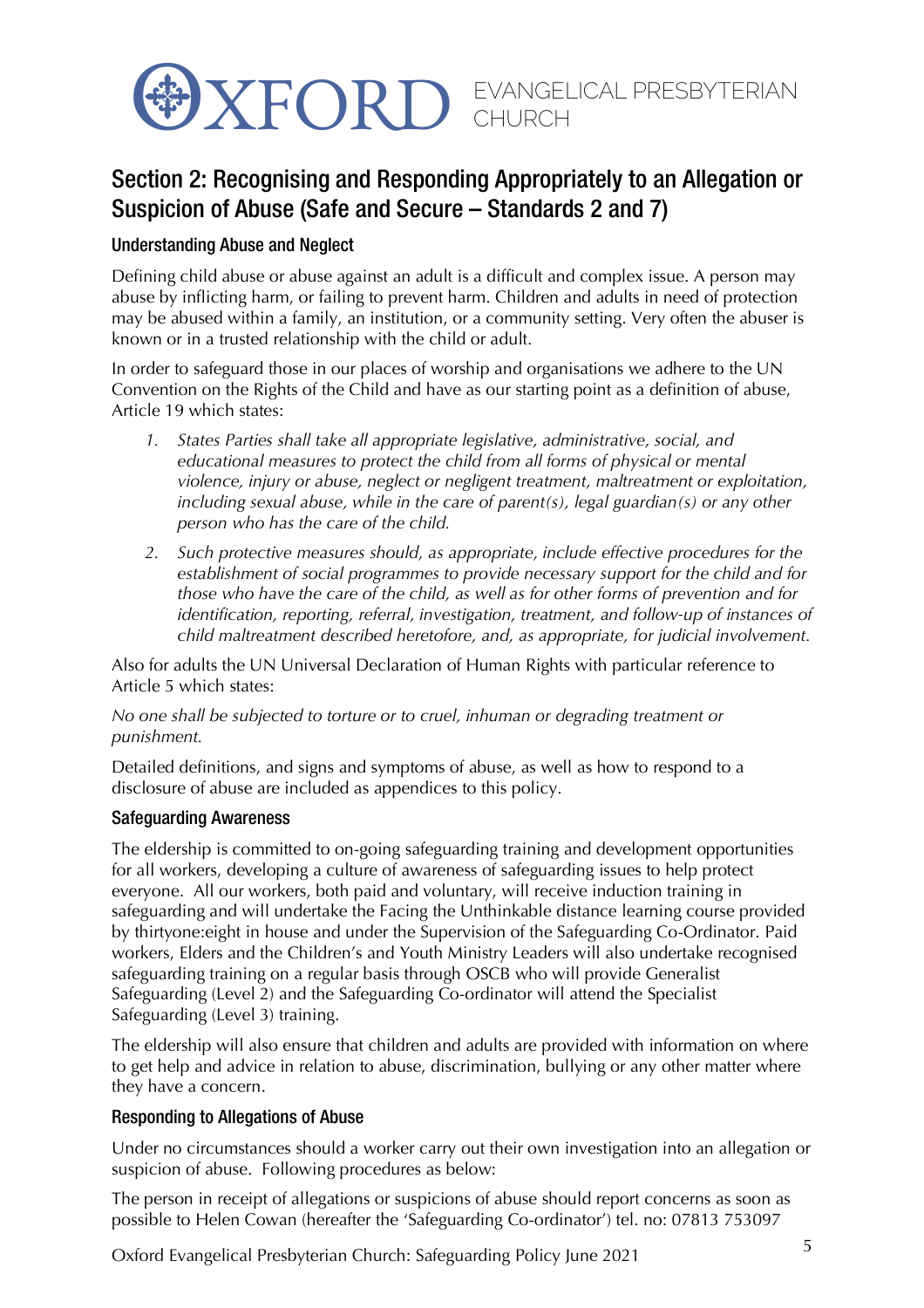## Section 2: Recognising and Responding Appropriately to an Allegation or Suspicion of Abuse (Safe and Secure – Standards 2 and 7)

### Understanding Abuse and Neglect

Defining child abuse or abuse against an adult is a difficult and complex issue. A person may abuse by inflicting harm, or failing to prevent harm. Children and adults in need of protection may be abused within a family, an institution, or a community setting. Very often the abuser is known or in a trusted relationship with the child or adult.

In order to safeguard those in our places of worship and organisations we adhere to the UN Convention on the Rights of the Child and have as our starting point as a definition of abuse, Article 19 which states:

1. *States Parties shall take all appropriate legislative, administrative, social, and educational measures to protect the child from all forms of physical or mental violence, injury or abuse, neglect or negligent treatment, maltreatment or exploitation, including sexual abuse, while in the care of parent(s), legal guardian(s) or any other person who has the care of the child.*
2. *Such protective measures should, as appropriate, include effective procedures for the establishment of social programmes to provide necessary support for the child and for those who have the care of the child, as well as for other forms of prevention and for identification, reporting, referral, investigation, treatment, and follow-up of instances of child maltreatment described heretofore, and, as appropriate, for judicial involvement.*

Also for adults the UN Universal Declaration of Human Rights with particular reference to Article 5 which states:

*No one shall be subjected to torture or to cruel, inhuman or degrading treatment or punishment.*

Detailed definitions, and signs and symptoms of abuse, as well as how to respond to a disclosure of abuse are included as appendices to this policy.

### Safeguarding Awareness

The eldership is committed to on-going safeguarding training and development opportunities for all workers, developing a culture of awareness of safeguarding issues to help protect everyone. All our workers, both paid and voluntary, will receive induction training in safeguarding and will undertake the Facing the Unthinkable distance learning course provided by thirtyone:eight in house and under the Supervision of the Safeguarding Co-Ordinator. Paid workers, Elders and the Children's and Youth Ministry Leaders will also undertake recognised safeguarding training on a regular basis through OSCB who will provide Generalist Safeguarding (Level 2) and the Safeguarding Co-ordinator will attend the Specialist Safeguarding (Level 3) training.

The eldership will also ensure that children and adults are provided with information on where to get help and advice in relation to abuse, discrimination, bullying or any other matter where they have a concern.

### Responding to Allegations of Abuse

Under no circumstances should a worker carry out their own investigation into an allegation or suspicion of abuse. Following procedures as below:

The person in receipt of allegations or suspicions of abuse should report concerns as soon as possible to Helen Cowan (hereafter the 'Safeguarding Co-ordinator') tel. no: 07813 753097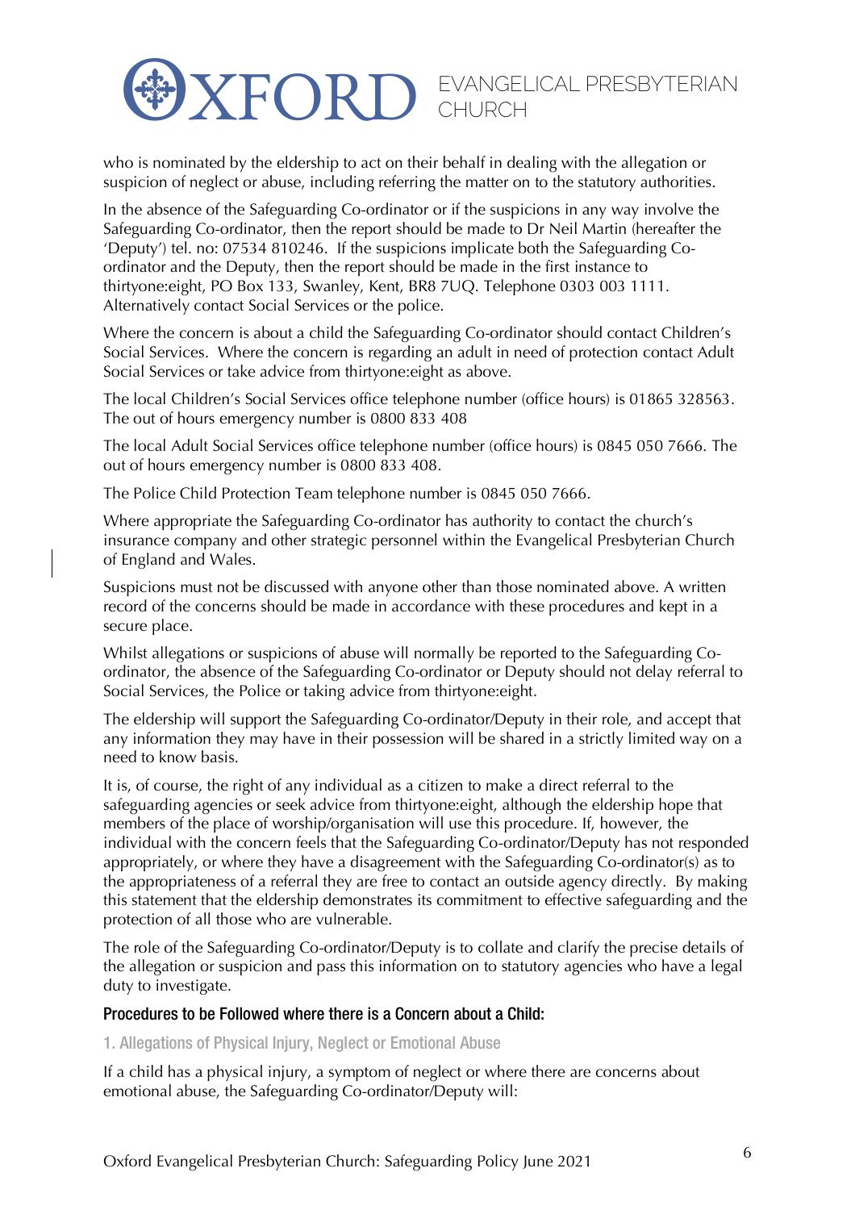who is nominated by the eldership to act on their behalf in dealing with the allegation or suspicion of neglect or abuse, including referring the matter on to the statutory authorities.

In the absence of the Safeguarding Co-ordinator or if the suspicions in any way involve the Safeguarding Co-ordinator, then the report should be made to Dr Neil Martin (hereafter the 'Deputy') tel. no: 07534 810246. If the suspicions implicate both the Safeguarding Co-ordinator and the Deputy, then the report should be made in the first instance to thirtyone:eight, PO Box 133, Swanley, Kent, BR8 7UQ. Telephone 0303 003 1111. Alternatively contact Social Services or the police.

Where the concern is about a child the Safeguarding Co-ordinator should contact Children's Social Services. Where the concern is regarding an adult in need of protection contact Adult Social Services or take advice from thirtyone:eight as above.

The local Children's Social Services office telephone number (office hours) is 01865 328563. The out of hours emergency number is 0800 833 408

The local Adult Social Services office telephone number (office hours) is 0845 050 7666. The out of hours emergency number is 0800 833 408.

The Police Child Protection Team telephone number is 0845 050 7666.

Where appropriate the Safeguarding Co-ordinator has authority to contact the church's insurance company and other strategic personnel within the Evangelical Presbyterian Church of England and Wales.

Suspicions must not be discussed with anyone other than those nominated above. A written record of the concerns should be made in accordance with these procedures and kept in a secure place.

Whilst allegations or suspicions of abuse will normally be reported to the Safeguarding Co-ordinator, the absence of the Safeguarding Co-ordinator or Deputy should not delay referral to Social Services, the Police or taking advice from thirtyone:eight.

The eldership will support the Safeguarding Co-ordinator/Deputy in their role, and accept that any information they may have in their possession will be shared in a strictly limited way on a need to know basis.

It is, of course, the right of any individual as a citizen to make a direct referral to the safeguarding agencies or seek advice from thirtyone:eight, although the eldership hope that members of the place of worship/organisation will use this procedure. If, however, the individual with the concern feels that the Safeguarding Co-ordinator/Deputy has not responded appropriately, or where they have a disagreement with the Safeguarding Co-ordinator(s) as to the appropriateness of a referral they are free to contact an outside agency directly. By making this statement that the eldership demonstrates its commitment to effective safeguarding and the protection of all those who are vulnerable.

The role of the Safeguarding Co-ordinator/Deputy is to collate and clarify the precise details of the allegation or suspicion and pass this information on to statutory agencies who have a legal duty to investigate.

## Procedures to be Followed where there is a Concern about a Child:

### 1. Allegations of Physical Injury, Neglect or Emotional Abuse

If a child has a physical injury, a symptom of neglect or where there are concerns about emotional abuse, the Safeguarding Co-ordinator/Deputy will: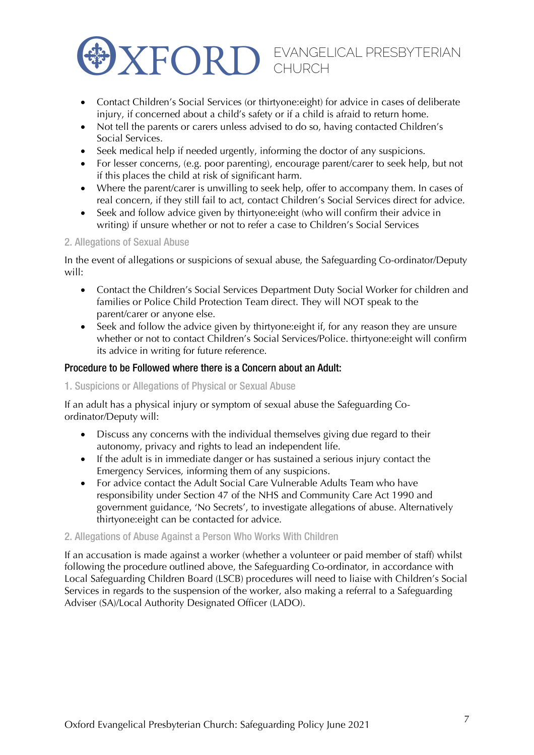- Contact Children's Social Services (or thirtyone:eight) for advice in cases of deliberate injury, if concerned about a child's safety or if a child is afraid to return home.
- Not tell the parents or carers unless advised to do so, having contacted Children's Social Services.
- Seek medical help if needed urgently, informing the doctor of any suspicions.
- For lesser concerns, (e.g. poor parenting), encourage parent/carer to seek help, but not if this places the child at risk of significant harm.
- Where the parent/carer is unwilling to seek help, offer to accompany them. In cases of real concern, if they still fail to act, contact Children's Social Services direct for advice.
- Seek and follow advice given by thirtyone:eight (who will confirm their advice in writing) if unsure whether or not to refer a case to Children's Social Services

#### 2. Allegations of Sexual Abuse

In the event of allegations or suspicions of sexual abuse, the Safeguarding Co-ordinator/Deputy will:

- Contact the Children's Social Services Department Duty Social Worker for children and families or Police Child Protection Team direct. They will NOT speak to the parent/carer or anyone else.
- Seek and follow the advice given by thirtyone:eight if, for any reason they are unsure whether or not to contact Children's Social Services/Police. thirtyone:eight will confirm its advice in writing for future reference.

### Procedure to be Followed where there is a Concern about an Adult:

#### 1. Suspicions or Allegations of Physical or Sexual Abuse

If an adult has a physical injury or symptom of sexual abuse the Safeguarding Co-ordinator/Deputy will:

- Discuss any concerns with the individual themselves giving due regard to their autonomy, privacy and rights to lead an independent life.
- If the adult is in immediate danger or has sustained a serious injury contact the Emergency Services, informing them of any suspicions.
- For advice contact the Adult Social Care Vulnerable Adults Team who have responsibility under Section 47 of the NHS and Community Care Act 1990 and government guidance, 'No Secrets', to investigate allegations of abuse. Alternatively thirtyone:eight can be contacted for advice.

#### 2. Allegations of Abuse Against a Person Who Works With Children

If an accusation is made against a worker (whether a volunteer or paid member of staff) whilst following the procedure outlined above, the Safeguarding Co-ordinator, in accordance with Local Safeguarding Children Board (LSCB) procedures will need to liaise with Children's Social Services in regards to the suspension of the worker, also making a referral to a Safeguarding Adviser (SA)/Local Authority Designated Officer (LADO).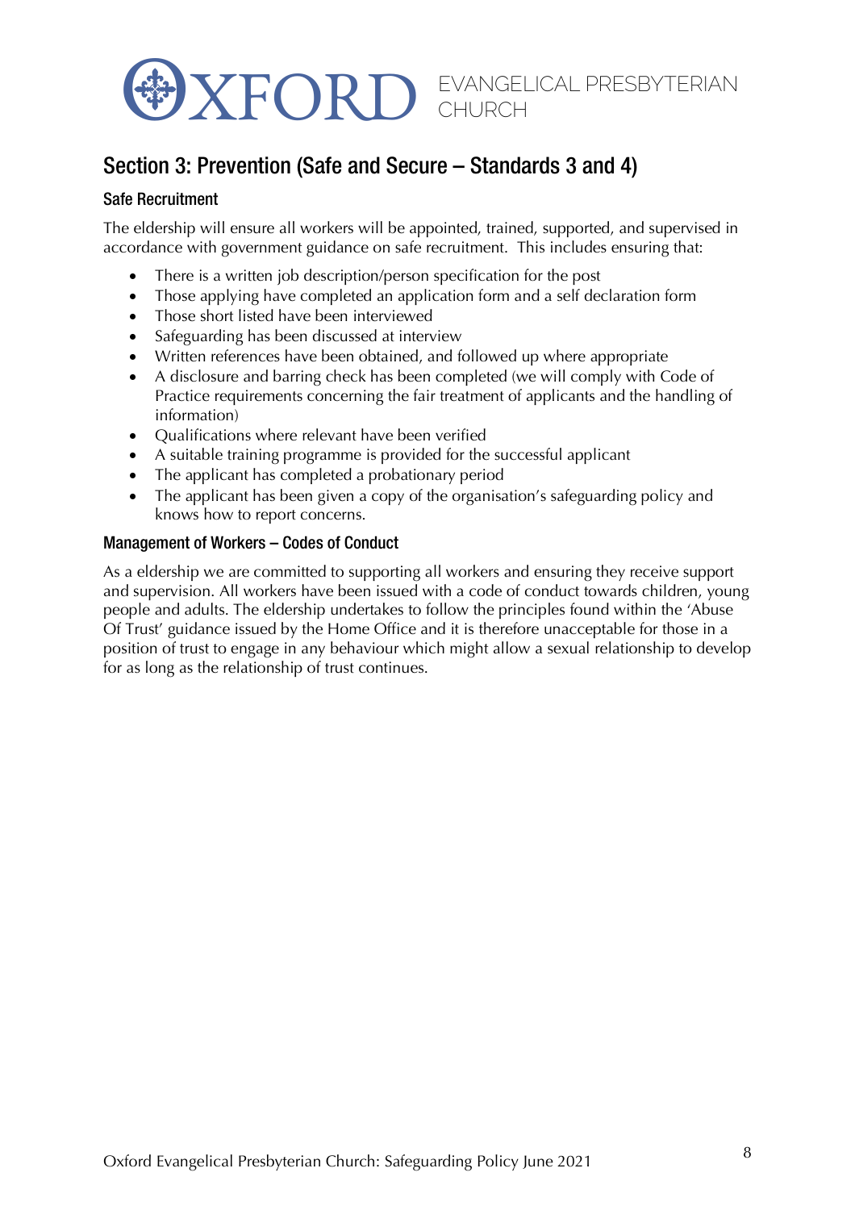## Section 3: Prevention (Safe and Secure – Standards 3 and 4)

### Safe Recruitment

The eldership will ensure all workers will be appointed, trained, supported, and supervised in accordance with government guidance on safe recruitment. This includes ensuring that:

- There is a written job description/person specification for the post
- Those applying have completed an application form and a self declaration form
- Those short listed have been interviewed
- Safeguarding has been discussed at interview
- Written references have been obtained, and followed up where appropriate
- A disclosure and barring check has been completed (we will comply with Code of Practice requirements concerning the fair treatment of applicants and the handling of information)
- Qualifications where relevant have been verified
- A suitable training programme is provided for the successful applicant
- The applicant has completed a probationary period
- The applicant has been given a copy of the organisation's safeguarding policy and knows how to report concerns.

### Management of Workers – Codes of Conduct

As a eldership we are committed to supporting all workers and ensuring they receive support and supervision. All workers have been issued with a code of conduct towards children, young people and adults. The eldership undertakes to follow the principles found within the 'Abuse Of Trust' guidance issued by the Home Office and it is therefore unacceptable for those in a position of trust to engage in any behaviour which might allow a sexual relationship to develop for as long as the relationship of trust continues.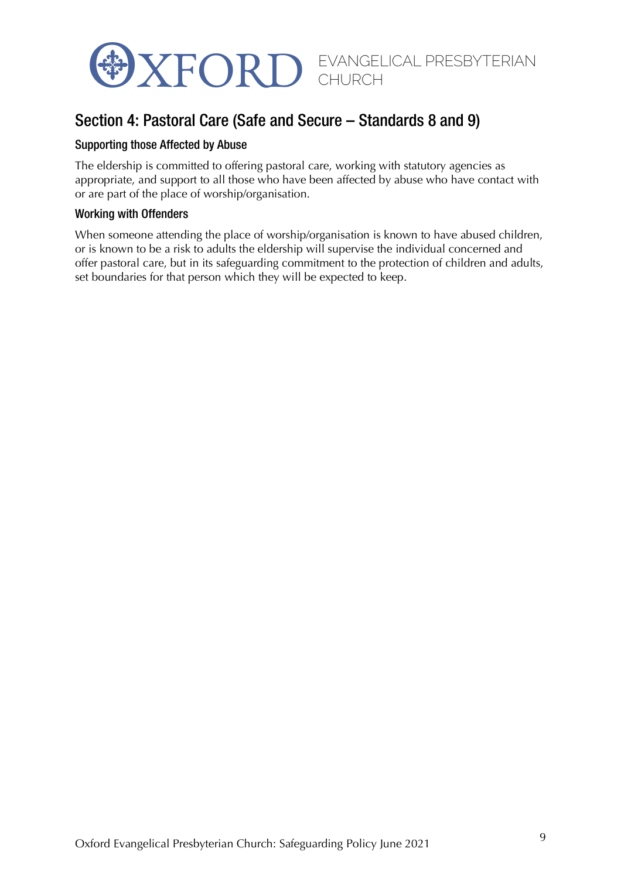## Section 4: Pastoral Care (Safe and Secure – Standards 8 and 9)

### Supporting those Affected by Abuse

The eldership is committed to offering pastoral care, working with statutory agencies as appropriate, and support to all those who have been affected by abuse who have contact with or are part of the place of worship/organisation.

### Working with Offenders

When someone attending the place of worship/organisation is known to have abused children, or is known to be a risk to adults the eldership will supervise the individual concerned and offer pastoral care, but in its safeguarding commitment to the protection of children and adults, set boundaries for that person which they will be expected to keep.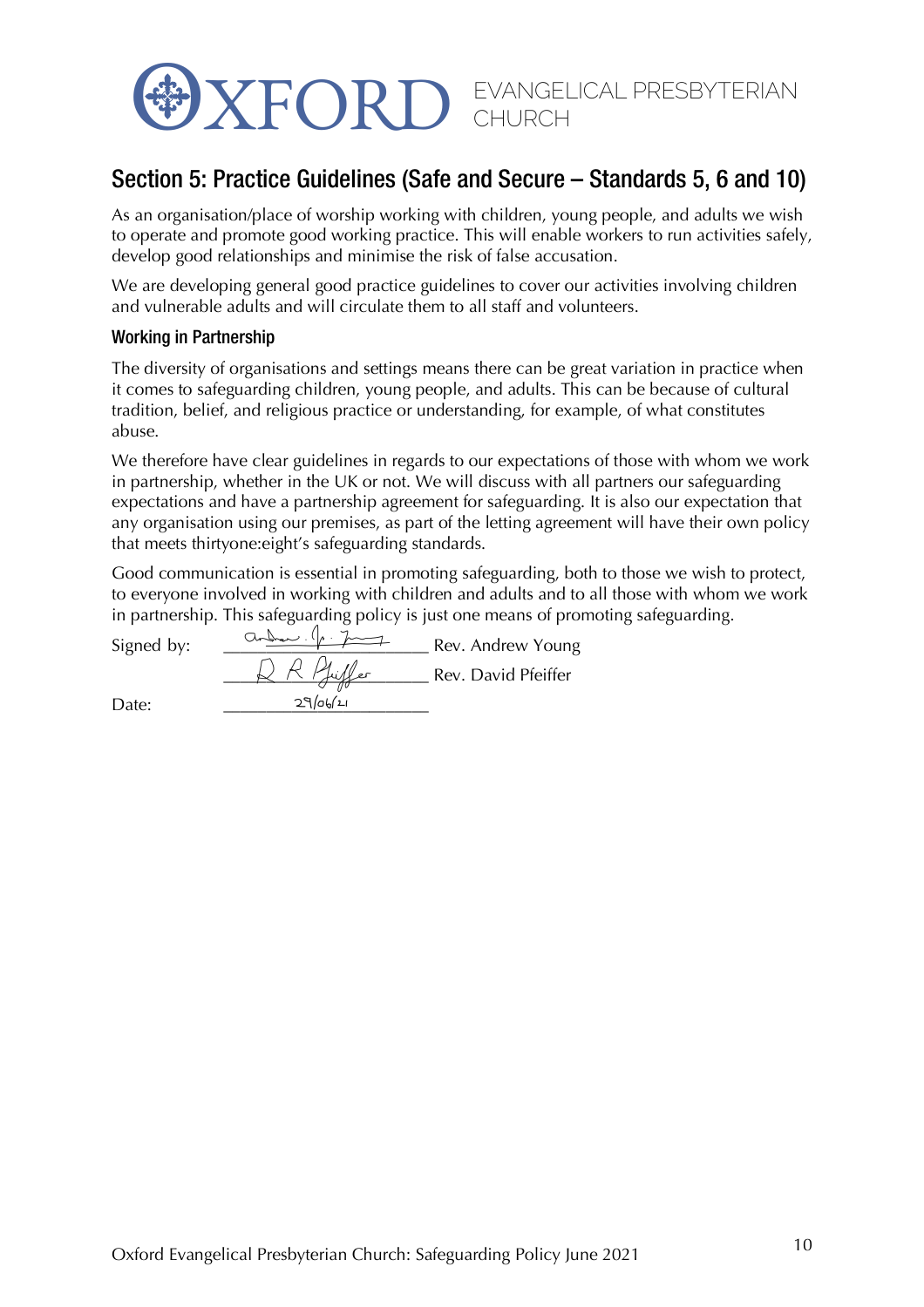## Section 5: Practice Guidelines (Safe and Secure – Standards 5, 6 and 10)

As an organisation/place of worship working with children, young people, and adults we wish to operate and promote good working practice. This will enable workers to run activities safely, develop good relationships and minimise the risk of false accusation.

We are developing general good practice guidelines to cover our activities involving children and vulnerable adults and will circulate them to all staff and volunteers.

### Working in Partnership

The diversity of organisations and settings means there can be great variation in practice when it comes to safeguarding children, young people, and adults. This can be because of cultural tradition, belief, and religious practice or understanding, for example, of what constitutes abuse.

We therefore have clear guidelines in regards to our expectations of those with whom we work in partnership, whether in the UK or not. We will discuss with all partners our safeguarding expectations and have a partnership agreement for safeguarding. It is also our expectation that any organisation using our premises, as part of the letting agreement will have their own policy that meets thirtyone:eight's safeguarding standards.

Good communication is essential in promoting safeguarding, both to those we wish to protect, to everyone involved in working with children and adults and to all those with whom we work in partnership. This safeguarding policy is just one means of promoting safeguarding.

Signed by: ____________________ Rev. Andrew Young

____________________ Rev. David Pfeiffer

Date: 29/06/21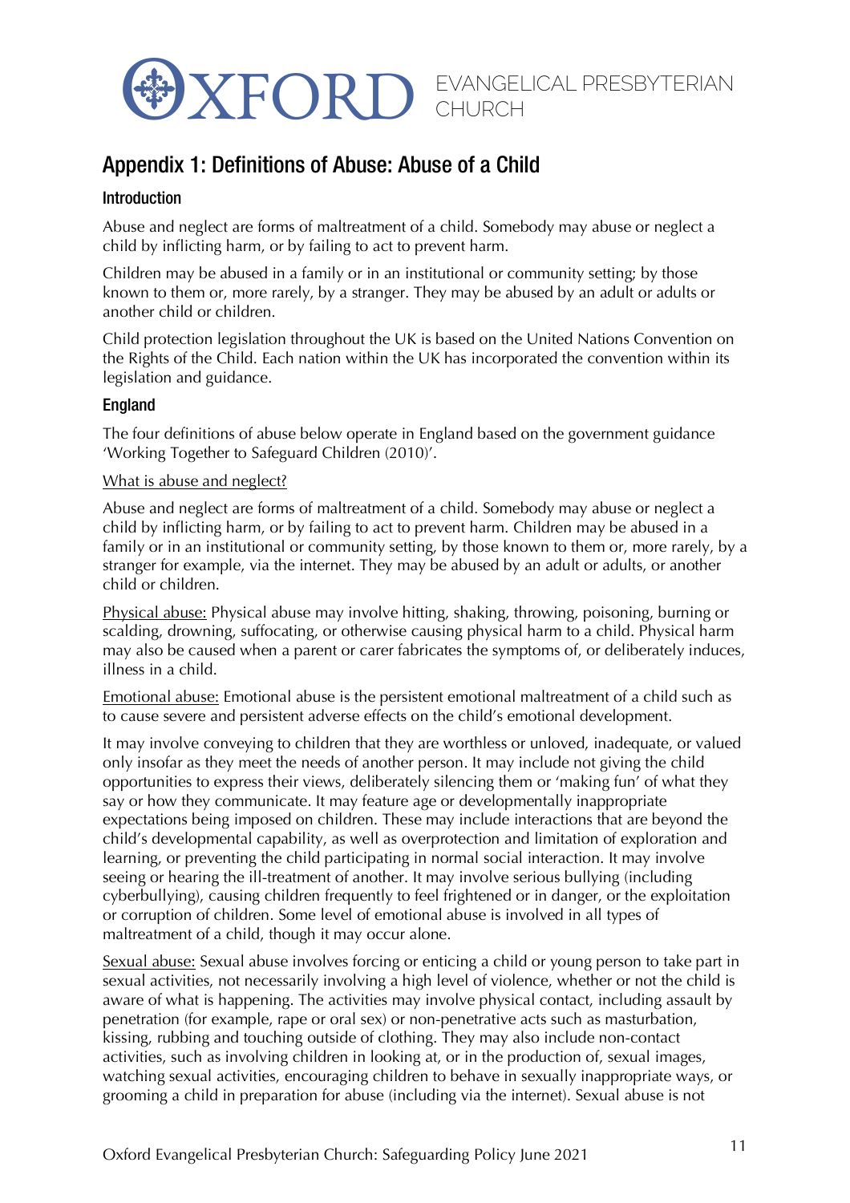## Appendix 1: Definitions of Abuse: Abuse of a Child

### Introduction

Abuse and neglect are forms of maltreatment of a child. Somebody may abuse or neglect a child by inflicting harm, or by failing to act to prevent harm.

Children may be abused in a family or in an institutional or community setting; by those known to them or, more rarely, by a stranger. They may be abused by an adult or adults or another child or children.

Child protection legislation throughout the UK is based on the United Nations Convention on the Rights of the Child. Each nation within the UK has incorporated the convention within its legislation and guidance.

### England

The four definitions of abuse below operate in England based on the government guidance 'Working Together to Safeguard Children (2010)'.

What is abuse and neglect?

Abuse and neglect are forms of maltreatment of a child. Somebody may abuse or neglect a child by inflicting harm, or by failing to act to prevent harm. Children may be abused in a family or in an institutional or community setting, by those known to them or, more rarely, by a stranger for example, via the internet. They may be abused by an adult or adults, or another child or children.

Physical abuse: Physical abuse may involve hitting, shaking, throwing, poisoning, burning or scalding, drowning, suffocating, or otherwise causing physical harm to a child. Physical harm may also be caused when a parent or carer fabricates the symptoms of, or deliberately induces, illness in a child.

Emotional abuse: Emotional abuse is the persistent emotional maltreatment of a child such as to cause severe and persistent adverse effects on the child's emotional development.

It may involve conveying to children that they are worthless or unloved, inadequate, or valued only insofar as they meet the needs of another person. It may include not giving the child opportunities to express their views, deliberately silencing them or 'making fun' of what they say or how they communicate. It may feature age or developmentally inappropriate expectations being imposed on children. These may include interactions that are beyond the child's developmental capability, as well as overprotection and limitation of exploration and learning, or preventing the child participating in normal social interaction. It may involve seeing or hearing the ill-treatment of another. It may involve serious bullying (including cyberbullying), causing children frequently to feel frightened or in danger, or the exploitation or corruption of children. Some level of emotional abuse is involved in all types of maltreatment of a child, though it may occur alone.

Sexual abuse: Sexual abuse involves forcing or enticing a child or young person to take part in sexual activities, not necessarily involving a high level of violence, whether or not the child is aware of what is happening. The activities may involve physical contact, including assault by penetration (for example, rape or oral sex) or non-penetrative acts such as masturbation, kissing, rubbing and touching outside of clothing. They may also include non-contact activities, such as involving children in looking at, or in the production of, sexual images, watching sexual activities, encouraging children to behave in sexually inappropriate ways, or grooming a child in preparation for abuse (including via the internet). Sexual abuse is not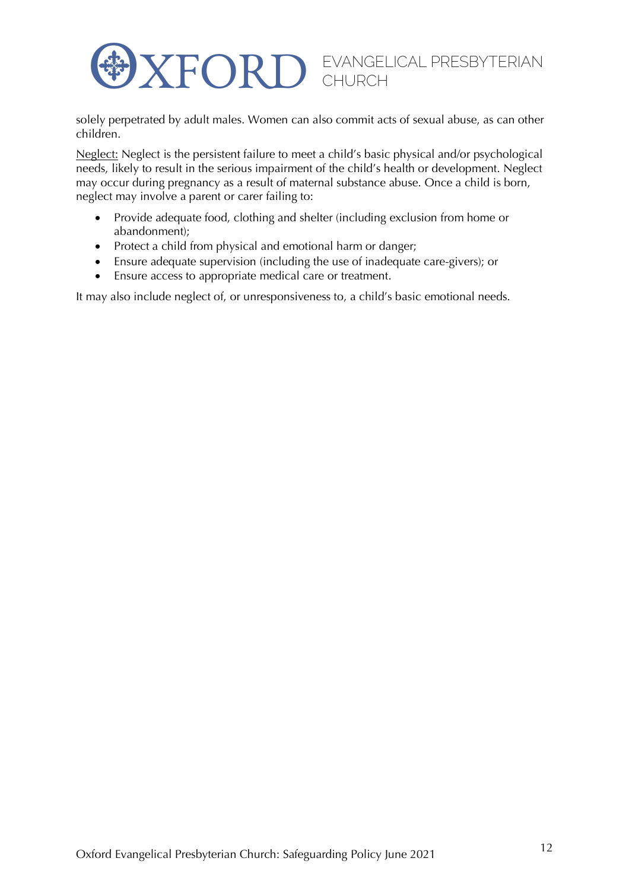solely perpetrated by adult males. Women can also commit acts of sexual abuse, as can other children.

<u>Neglect:</u> Neglect is the persistent failure to meet a child's basic physical and/or psychological needs, likely to result in the serious impairment of the child's health or development. Neglect may occur during pregnancy as a result of maternal substance abuse. Once a child is born, neglect may involve a parent or carer failing to:

- Provide adequate food, clothing and shelter (including exclusion from home or abandonment);
- Protect a child from physical and emotional harm or danger;
- Ensure adequate supervision (including the use of inadequate care-givers); or
- Ensure access to appropriate medical care or treatment.

It may also include neglect of, or unresponsiveness to, a child's basic emotional needs.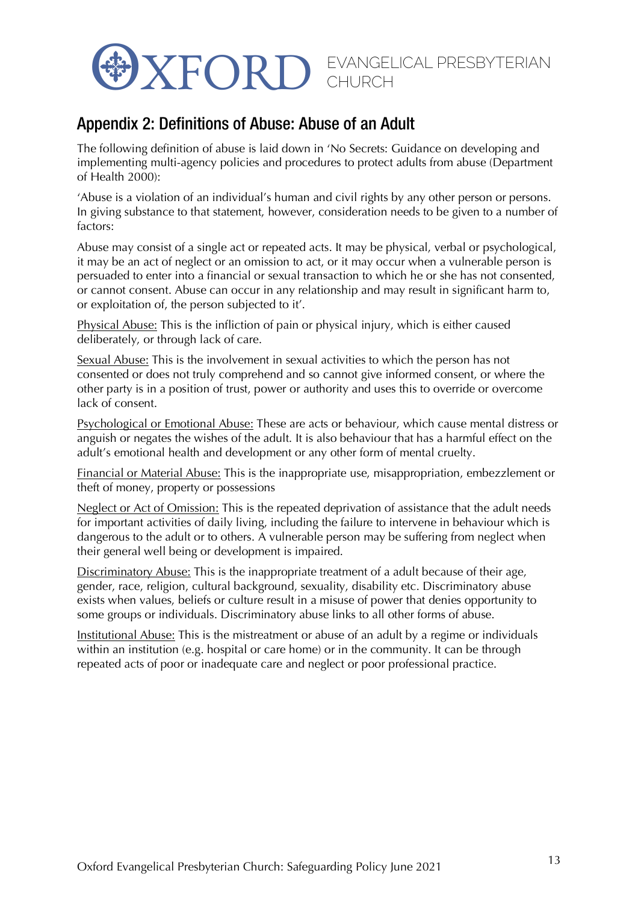## Appendix 2: Definitions of Abuse: Abuse of an Adult

The following definition of abuse is laid down in 'No Secrets: Guidance on developing and implementing multi-agency policies and procedures to protect adults from abuse (Department of Health 2000):

'Abuse is a violation of an individual's human and civil rights by any other person or persons. In giving substance to that statement, however, consideration needs to be given to a number of factors:

Abuse may consist of a single act or repeated acts. It may be physical, verbal or psychological, it may be an act of neglect or an omission to act, or it may occur when a vulnerable person is persuaded to enter into a financial or sexual transaction to which he or she has not consented, or cannot consent. Abuse can occur in any relationship and may result in significant harm to, or exploitation of, the person subjected to it'.

Physical Abuse: This is the infliction of pain or physical injury, which is either caused deliberately, or through lack of care.

Sexual Abuse: This is the involvement in sexual activities to which the person has not consented or does not truly comprehend and so cannot give informed consent, or where the other party is in a position of trust, power or authority and uses this to override or overcome lack of consent.

Psychological or Emotional Abuse: These are acts or behaviour, which cause mental distress or anguish or negates the wishes of the adult. It is also behaviour that has a harmful effect on the adult's emotional health and development or any other form of mental cruelty.

Financial or Material Abuse: This is the inappropriate use, misappropriation, embezzlement or theft of money, property or possessions

Neglect or Act of Omission: This is the repeated deprivation of assistance that the adult needs for important activities of daily living, including the failure to intervene in behaviour which is dangerous to the adult or to others. A vulnerable person may be suffering from neglect when their general well being or development is impaired.

Discriminatory Abuse: This is the inappropriate treatment of a adult because of their age, gender, race, religion, cultural background, sexuality, disability etc. Discriminatory abuse exists when values, beliefs or culture result in a misuse of power that denies opportunity to some groups or individuals. Discriminatory abuse links to all other forms of abuse.

Institutional Abuse: This is the mistreatment or abuse of an adult by a regime or individuals within an institution (e.g. hospital or care home) or in the community. It can be through repeated acts of poor or inadequate care and neglect or poor professional practice.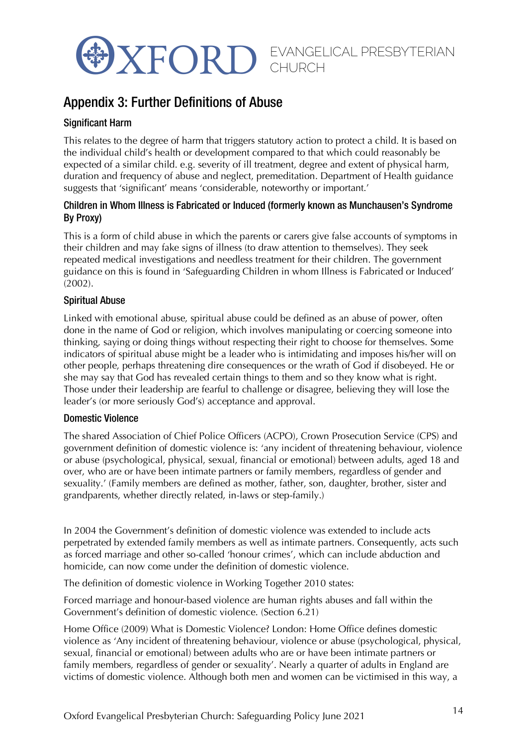## Appendix 3: Further Definitions of Abuse

### Significant Harm

This relates to the degree of harm that triggers statutory action to protect a child. It is based on the individual child's health or development compared to that which could reasonably be expected of a similar child. e.g. severity of ill treatment, degree and extent of physical harm, duration and frequency of abuse and neglect, premeditation. Department of Health guidance suggests that 'significant' means 'considerable, noteworthy or important.'

### Children in Whom Illness is Fabricated or Induced (formerly known as Munchausen's Syndrome By Proxy)

This is a form of child abuse in which the parents or carers give false accounts of symptoms in their children and may fake signs of illness (to draw attention to themselves). They seek repeated medical investigations and needless treatment for their children. The government guidance on this is found in 'Safeguarding Children in whom Illness is Fabricated or Induced' (2002).

### Spiritual Abuse

Linked with emotional abuse, spiritual abuse could be defined as an abuse of power, often done in the name of God or religion, which involves manipulating or coercing someone into thinking, saying or doing things without respecting their right to choose for themselves. Some indicators of spiritual abuse might be a leader who is intimidating and imposes his/her will on other people, perhaps threatening dire consequences or the wrath of God if disobeyed. He or she may say that God has revealed certain things to them and so they know what is right. Those under their leadership are fearful to challenge or disagree, believing they will lose the leader's (or more seriously God's) acceptance and approval.

### Domestic Violence

The shared Association of Chief Police Officers (ACPO), Crown Prosecution Service (CPS) and government definition of domestic violence is: 'any incident of threatening behaviour, violence or abuse (psychological, physical, sexual, financial or emotional) between adults, aged 18 and over, who are or have been intimate partners or family members, regardless of gender and sexuality.' (Family members are defined as mother, father, son, daughter, brother, sister and grandparents, whether directly related, in-laws or step-family.)

In 2004 the Government's definition of domestic violence was extended to include acts perpetrated by extended family members as well as intimate partners. Consequently, acts such as forced marriage and other so-called 'honour crimes', which can include abduction and homicide, can now come under the definition of domestic violence.

The definition of domestic violence in Working Together 2010 states:

Forced marriage and honour-based violence are human rights abuses and fall within the Government's definition of domestic violence. (Section 6.21)

Home Office (2009) What is Domestic Violence? London: Home Office defines domestic violence as 'Any incident of threatening behaviour, violence or abuse (psychological, physical, sexual, financial or emotional) between adults who are or have been intimate partners or family members, regardless of gender or sexuality'. Nearly a quarter of adults in England are victims of domestic violence. Although both men and women can be victimised in this way, a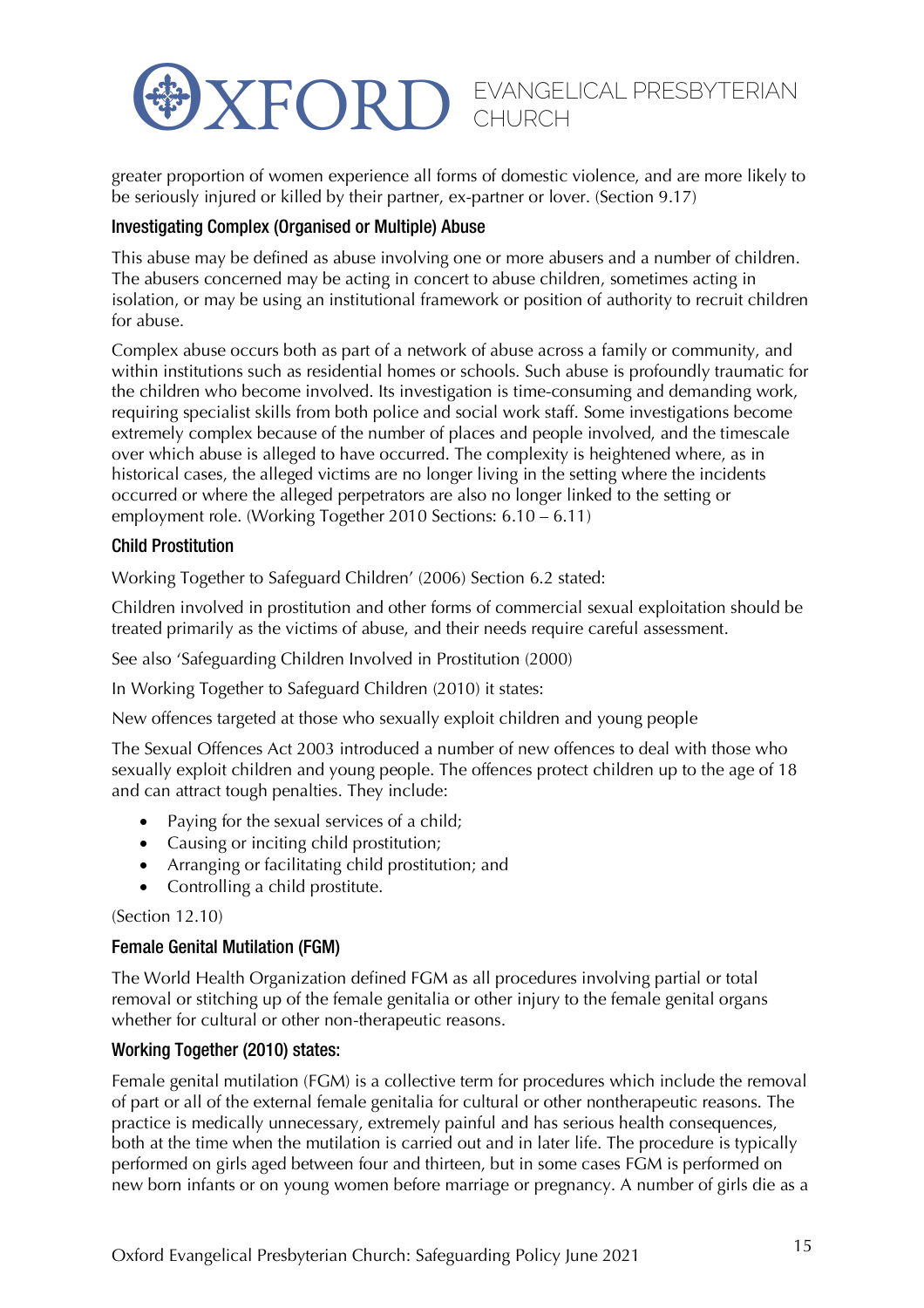greater proportion of women experience all forms of domestic violence, and are more likely to be seriously injured or killed by their partner, ex-partner or lover. (Section 9.17)

### Investigating Complex (Organised or Multiple) Abuse

This abuse may be defined as abuse involving one or more abusers and a number of children. The abusers concerned may be acting in concert to abuse children, sometimes acting in isolation, or may be using an institutional framework or position of authority to recruit children for abuse.

Complex abuse occurs both as part of a network of abuse across a family or community, and within institutions such as residential homes or schools. Such abuse is profoundly traumatic for the children who become involved. Its investigation is time-consuming and demanding work, requiring specialist skills from both police and social work staff. Some investigations become extremely complex because of the number of places and people involved, and the timescale over which abuse is alleged to have occurred. The complexity is heightened where, as in historical cases, the alleged victims are no longer living in the setting where the incidents occurred or where the alleged perpetrators are also no longer linked to the setting or employment role. (Working Together 2010 Sections: 6.10 – 6.11)

### Child Prostitution

Working Together to Safeguard Children' (2006) Section 6.2 stated:

Children involved in prostitution and other forms of commercial sexual exploitation should be treated primarily as the victims of abuse, and their needs require careful assessment.

See also 'Safeguarding Children Involved in Prostitution (2000)

In Working Together to Safeguard Children (2010) it states:

New offences targeted at those who sexually exploit children and young people

The Sexual Offences Act 2003 introduced a number of new offences to deal with those who sexually exploit children and young people. The offences protect children up to the age of 18 and can attract tough penalties. They include:

- Paying for the sexual services of a child;
- Causing or inciting child prostitution;
- Arranging or facilitating child prostitution; and
- Controlling a child prostitute.

(Section 12.10)

### Female Genital Mutilation (FGM)

The World Health Organization defined FGM as all procedures involving partial or total removal or stitching up of the female genitalia or other injury to the female genital organs whether for cultural or other non-therapeutic reasons.

### Working Together (2010) states:

Female genital mutilation (FGM) is a collective term for procedures which include the removal of part or all of the external female genitalia for cultural or other nontherapeutic reasons. The practice is medically unnecessary, extremely painful and has serious health consequences, both at the time when the mutilation is carried out and in later life. The procedure is typically performed on girls aged between four and thirteen, but in some cases FGM is performed on new born infants or on young women before marriage or pregnancy. A number of girls die as a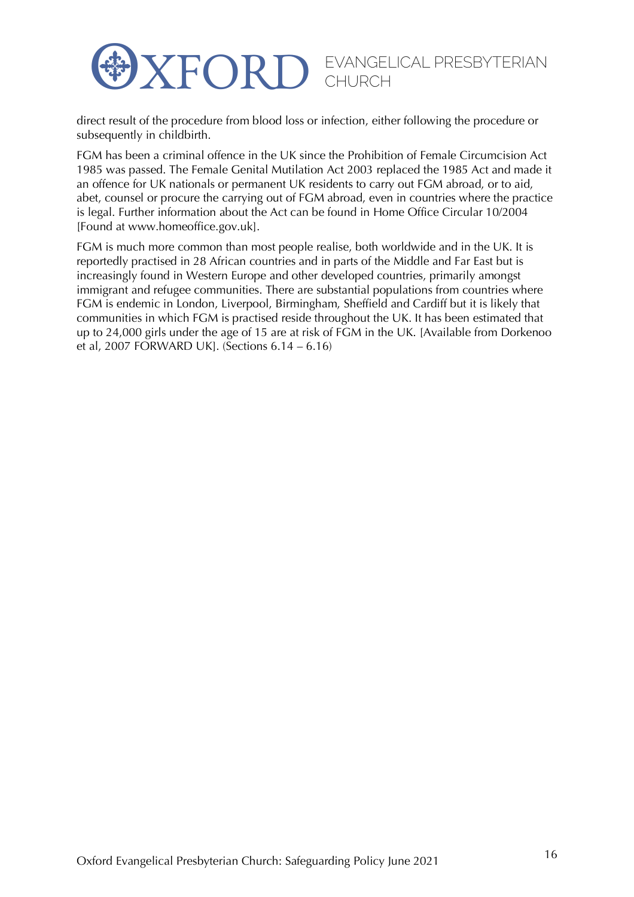direct result of the procedure from blood loss or infection, either following the procedure or subsequently in childbirth.

FGM has been a criminal offence in the UK since the Prohibition of Female Circumcision Act 1985 was passed. The Female Genital Mutilation Act 2003 replaced the 1985 Act and made it an offence for UK nationals or permanent UK residents to carry out FGM abroad, or to aid, abet, counsel or procure the carrying out of FGM abroad, even in countries where the practice is legal. Further information about the Act can be found in Home Office Circular 10/2004 [Found at www.homeoffice.gov.uk].

FGM is much more common than most people realise, both worldwide and in the UK. It is reportedly practised in 28 African countries and in parts of the Middle and Far East but is increasingly found in Western Europe and other developed countries, primarily amongst immigrant and refugee communities. There are substantial populations from countries where FGM is endemic in London, Liverpool, Birmingham, Sheffield and Cardiff but it is likely that communities in which FGM is practised reside throughout the UK. It has been estimated that up to 24,000 girls under the age of 15 are at risk of FGM in the UK. [Available from Dorkenoo et al, 2007 FORWARD UK]. (Sections 6.14 – 6.16)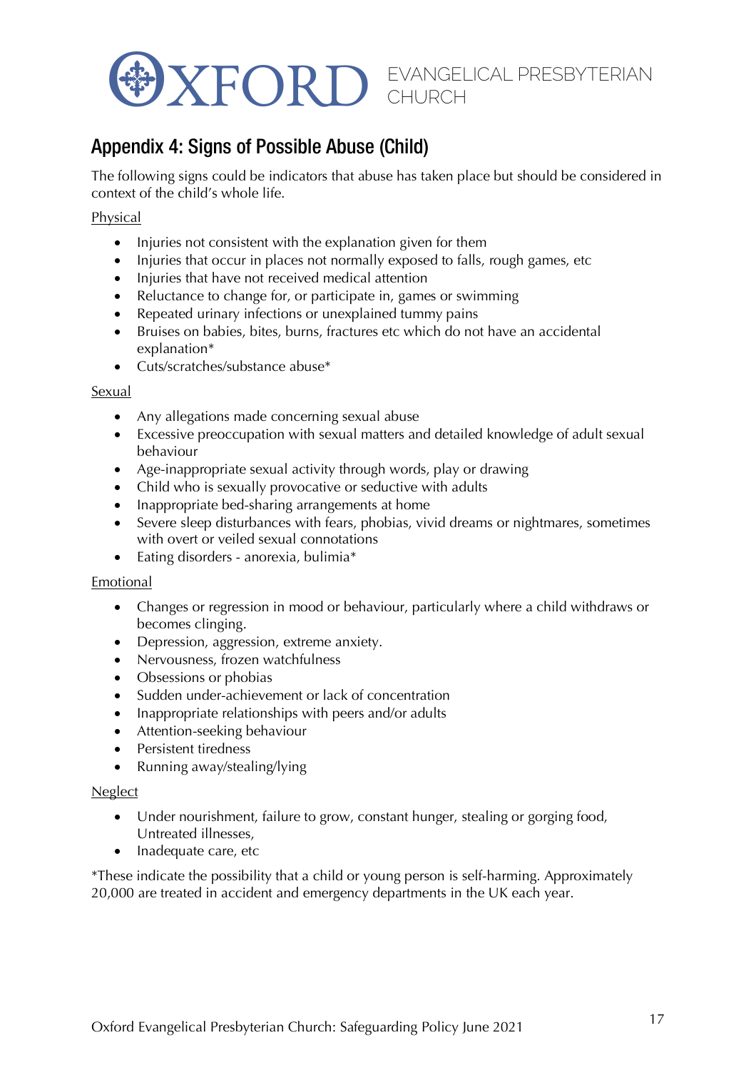## Appendix 4: Signs of Possible Abuse (Child)

The following signs could be indicators that abuse has taken place but should be considered in context of the child's whole life.

Physical

- Injuries not consistent with the explanation given for them
- Injuries that occur in places not normally exposed to falls, rough games, etc
- Injuries that have not received medical attention
- Reluctance to change for, or participate in, games or swimming
- Repeated urinary infections or unexplained tummy pains
- Bruises on babies, bites, burns, fractures etc which do not have an accidental explanation*
- Cuts/scratches/substance abuse*

Sexual

- Any allegations made concerning sexual abuse
- Excessive preoccupation with sexual matters and detailed knowledge of adult sexual behaviour
- Age-inappropriate sexual activity through words, play or drawing
- Child who is sexually provocative or seductive with adults
- Inappropriate bed-sharing arrangements at home
- Severe sleep disturbances with fears, phobias, vivid dreams or nightmares, sometimes with overt or veiled sexual connotations
- Eating disorders - anorexia, bulimia*

Emotional

- Changes or regression in mood or behaviour, particularly where a child withdraws or becomes clinging.
- Depression, aggression, extreme anxiety.
- Nervousness, frozen watchfulness
- Obsessions or phobias
- Sudden under-achievement or lack of concentration
- Inappropriate relationships with peers and/or adults
- Attention-seeking behaviour
- Persistent tiredness
- Running away/stealing/lying

Neglect

- Under nourishment, failure to grow, constant hunger, stealing or gorging food, Untreated illnesses,
- Inadequate care, etc

*These indicate the possibility that a child or young person is self-harming. Approximately 20,000 are treated in accident and emergency departments in the UK each year.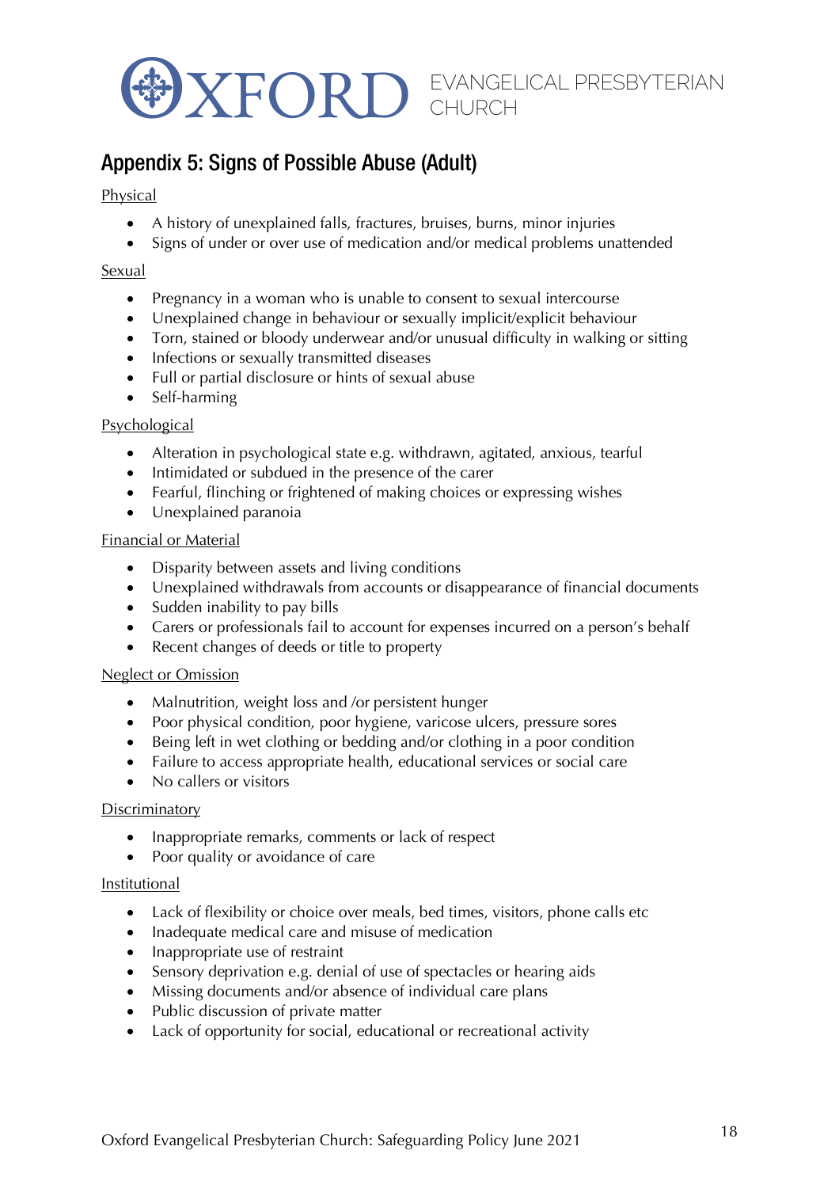## Appendix 5: Signs of Possible Abuse (Adult)

Physical

- A history of unexplained falls, fractures, bruises, burns, minor injuries
- Signs of under or over use of medication and/or medical problems unattended

Sexual

- Pregnancy in a woman who is unable to consent to sexual intercourse
- Unexplained change in behaviour or sexually implicit/explicit behaviour
- Torn, stained or bloody underwear and/or unusual difficulty in walking or sitting
- Infections or sexually transmitted diseases
- Full or partial disclosure or hints of sexual abuse
- Self-harming

Psychological

- Alteration in psychological state e.g. withdrawn, agitated, anxious, tearful
- Intimidated or subdued in the presence of the carer
- Fearful, flinching or frightened of making choices or expressing wishes
- Unexplained paranoia

Financial or Material

- Disparity between assets and living conditions
- Unexplained withdrawals from accounts or disappearance of financial documents
- Sudden inability to pay bills
- Carers or professionals fail to account for expenses incurred on a person's behalf
- Recent changes of deeds or title to property

Neglect or Omission

- Malnutrition, weight loss and /or persistent hunger
- Poor physical condition, poor hygiene, varicose ulcers, pressure sores
- Being left in wet clothing or bedding and/or clothing in a poor condition
- Failure to access appropriate health, educational services or social care
- No callers or visitors

Discriminatory

- Inappropriate remarks, comments or lack of respect
- Poor quality or avoidance of care

Institutional

- Lack of flexibility or choice over meals, bed times, visitors, phone calls etc
- Inadequate medical care and misuse of medication
- Inappropriate use of restraint
- Sensory deprivation e.g. denial of use of spectacles or hearing aids
- Missing documents and/or absence of individual care plans
- Public discussion of private matter
- Lack of opportunity for social, educational or recreational activity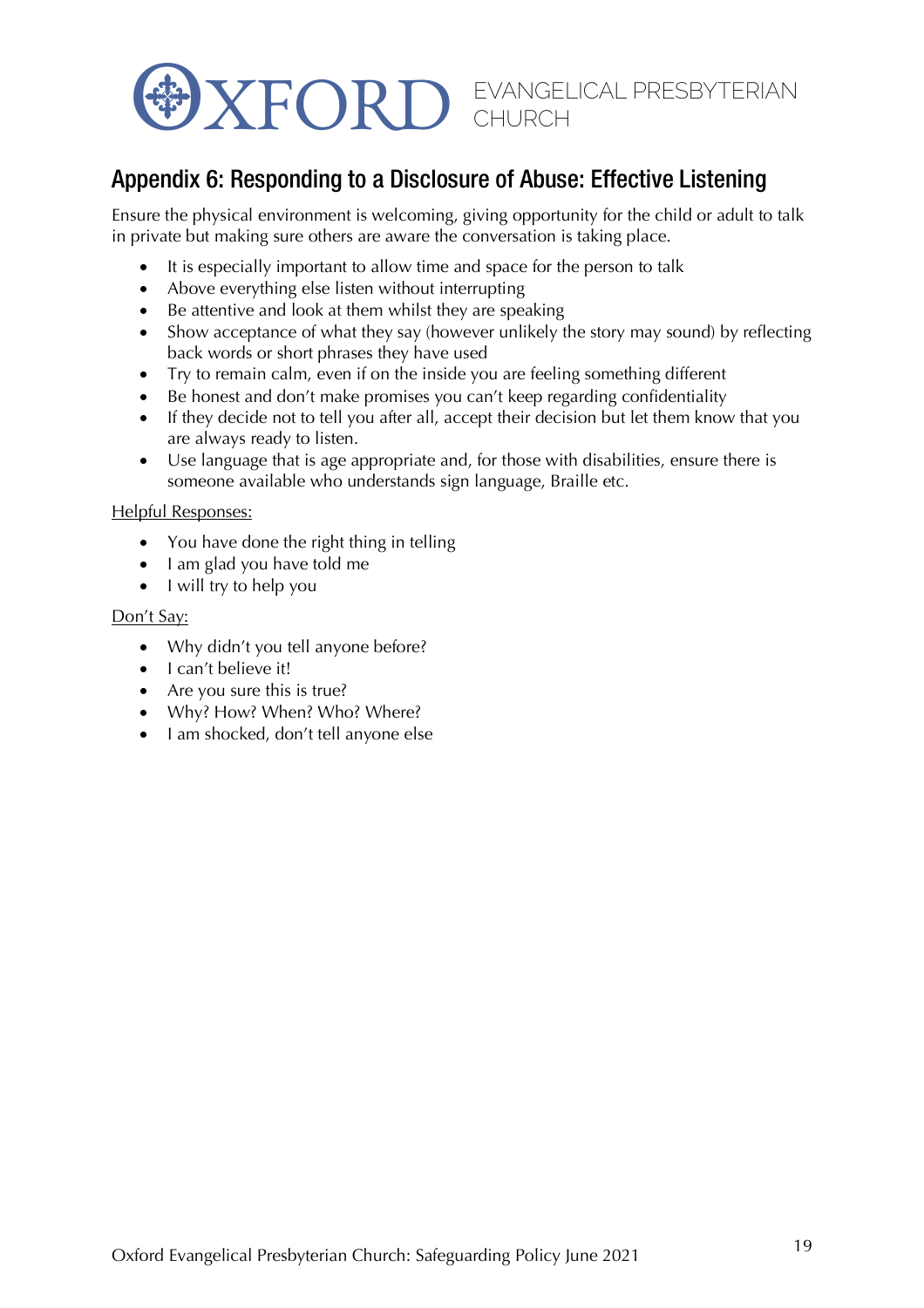## Appendix 6: Responding to a Disclosure of Abuse: Effective Listening

Ensure the physical environment is welcoming, giving opportunity for the child or adult to talk in private but making sure others are aware the conversation is taking place.

- It is especially important to allow time and space for the person to talk
- Above everything else listen without interrupting
- Be attentive and look at them whilst they are speaking
- Show acceptance of what they say (however unlikely the story may sound) by reflecting back words or short phrases they have used
- Try to remain calm, even if on the inside you are feeling something different
- Be honest and don't make promises you can't keep regarding confidentiality
- If they decide not to tell you after all, accept their decision but let them know that you are always ready to listen.
- Use language that is age appropriate and, for those with disabilities, ensure there is someone available who understands sign language, Braille etc.

<u>Helpful Responses:</u>

- You have done the right thing in telling
- I am glad you have told me
- I will try to help you

<u>Don't Say:</u>

- Why didn't you tell anyone before?
- I can't believe it!
- Are you sure this is true?
- Why? How? When? Who? Where?
- I am shocked, don't tell anyone else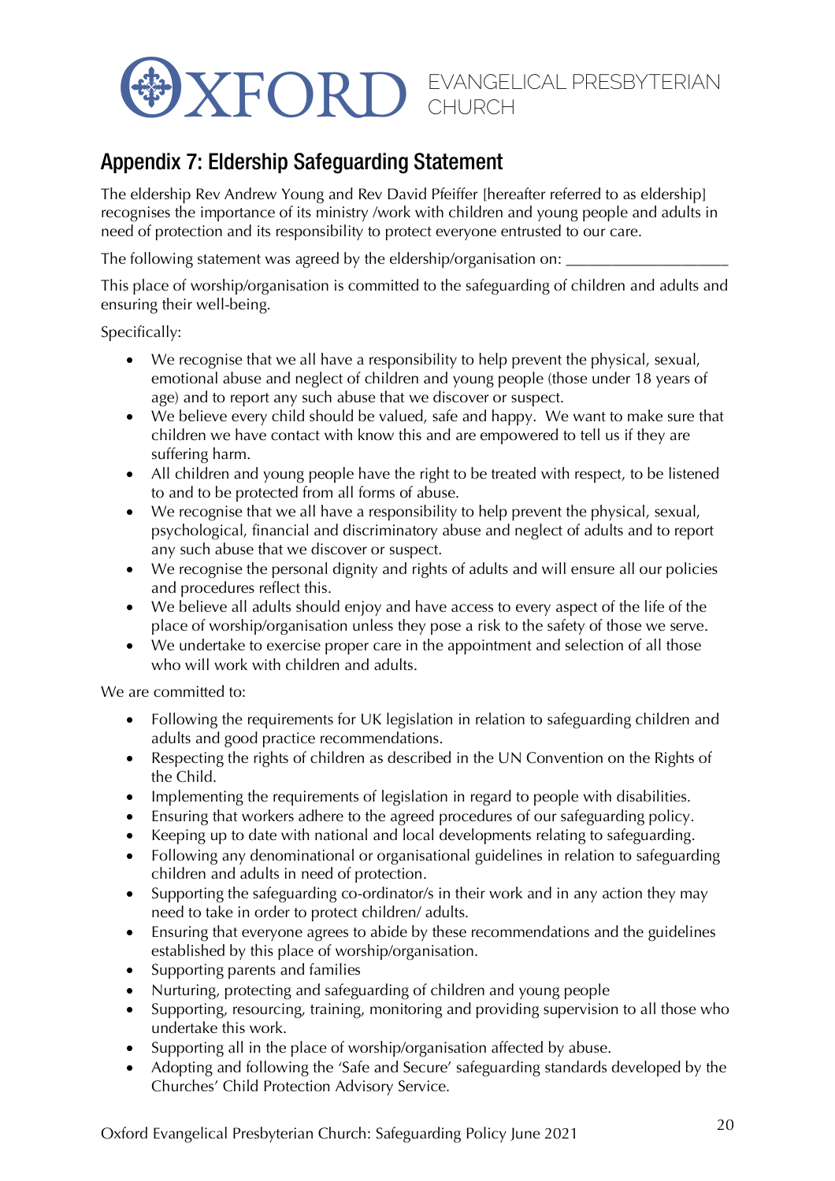# Appendix 7: Eldership Safeguarding Statement

The eldership Rev Andrew Young and Rev David Pfeiffer [hereafter referred to as eldership] recognises the importance of its ministry /work with children and young people and adults in need of protection and its responsibility to protect everyone entrusted to our care.

The following statement was agreed by the eldership/organisation on: ____________________

This place of worship/organisation is committed to the safeguarding of children and adults and ensuring their well-being.

Specifically:

- We recognise that we all have a responsibility to help prevent the physical, sexual, emotional abuse and neglect of children and young people (those under 18 years of age) and to report any such abuse that we discover or suspect.
- We believe every child should be valued, safe and happy. We want to make sure that children we have contact with know this and are empowered to tell us if they are suffering harm.
- All children and young people have the right to be treated with respect, to be listened to and to be protected from all forms of abuse.
- We recognise that we all have a responsibility to help prevent the physical, sexual, psychological, financial and discriminatory abuse and neglect of adults and to report any such abuse that we discover or suspect.
- We recognise the personal dignity and rights of adults and will ensure all our policies and procedures reflect this.
- We believe all adults should enjoy and have access to every aspect of the life of the place of worship/organisation unless they pose a risk to the safety of those we serve.
- We undertake to exercise proper care in the appointment and selection of all those who will work with children and adults.

We are committed to:

- Following the requirements for UK legislation in relation to safeguarding children and adults and good practice recommendations.
- Respecting the rights of children as described in the UN Convention on the Rights of the Child.
- Implementing the requirements of legislation in regard to people with disabilities.
- Ensuring that workers adhere to the agreed procedures of our safeguarding policy.
- Keeping up to date with national and local developments relating to safeguarding.
- Following any denominational or organisational guidelines in relation to safeguarding children and adults in need of protection.
- Supporting the safeguarding co-ordinator/s in their work and in any action they may need to take in order to protect children/ adults.
- Ensuring that everyone agrees to abide by these recommendations and the guidelines established by this place of worship/organisation.
- Supporting parents and families
- Nurturing, protecting and safeguarding of children and young people
- Supporting, resourcing, training, monitoring and providing supervision to all those who undertake this work.
- Supporting all in the place of worship/organisation affected by abuse.
- Adopting and following the 'Safe and Secure' safeguarding standards developed by the Churches' Child Protection Advisory Service.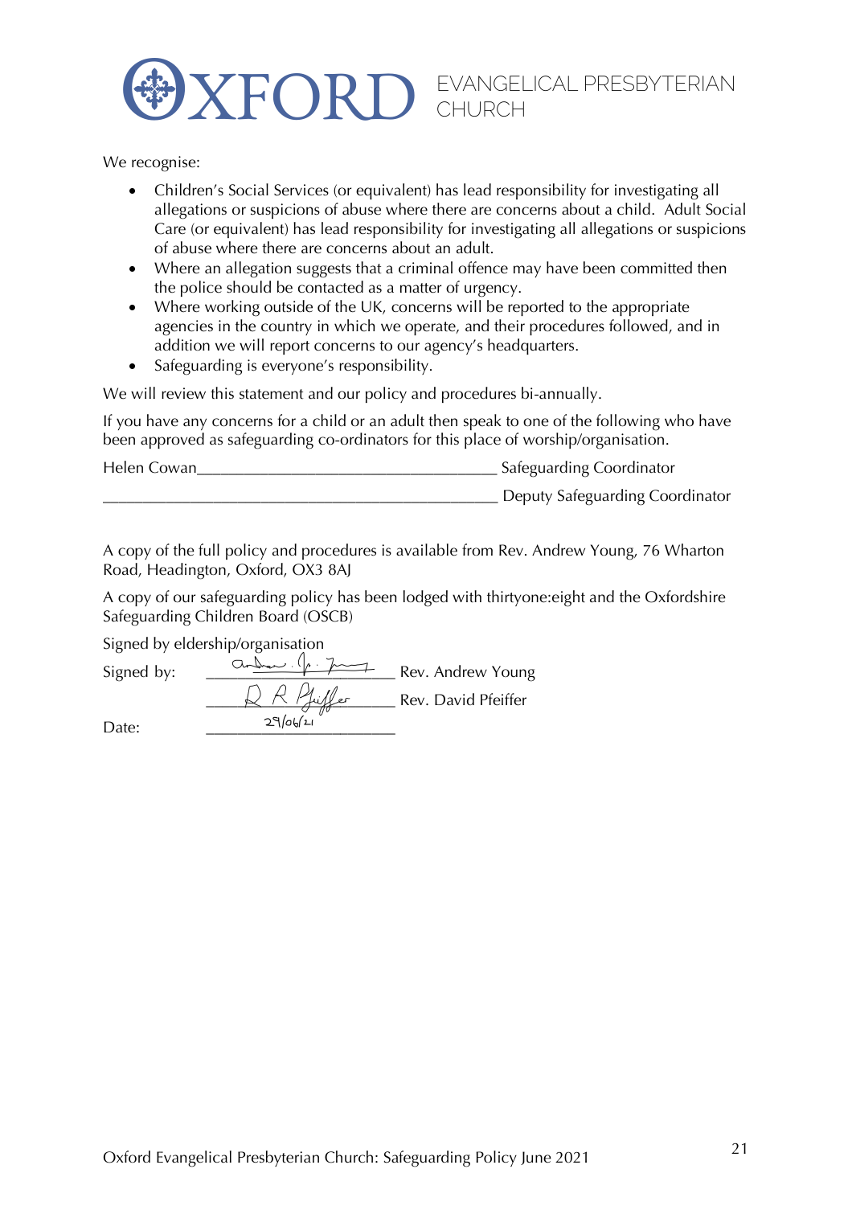# OXFORD EVANGELICAL PRESBYTERIAN CHURCH

We recognise:

- Children's Social Services (or equivalent) has lead responsibility for investigating all allegations or suspicions of abuse where there are concerns about a child. Adult Social Care (or equivalent) has lead responsibility for investigating all allegations or suspicions of abuse where there are concerns about an adult.
- Where an allegation suggests that a criminal offence may have been committed then the police should be contacted as a matter of urgency.
- Where working outside of the UK, concerns will be reported to the appropriate agencies in the country in which we operate, and their procedures followed, and in addition we will report concerns to our agency's headquarters.
- Safeguarding is everyone's responsibility.

We will review this statement and our policy and procedures bi-annually.

If you have any concerns for a child or an adult then speak to one of the following who have been approved as safeguarding co-ordinators for this place of worship/organisation.

Helen Cowan_____________________________________ Safeguarding Coordinator

_______________________________________________ Deputy Safeguarding Coordinator

A copy of the full policy and procedures is available from Rev. Andrew Young, 76 Wharton Road, Headington, Oxford, OX3 8AJ

A copy of our safeguarding policy has been lodged with thirtyone:eight and the Oxfordshire Safeguarding Children Board (OSCB)

Signed by eldership/organisation

Signed by: [signature] Rev. Andrew Young

[signature] Rev. David Pfeiffer

Date: 29/06/21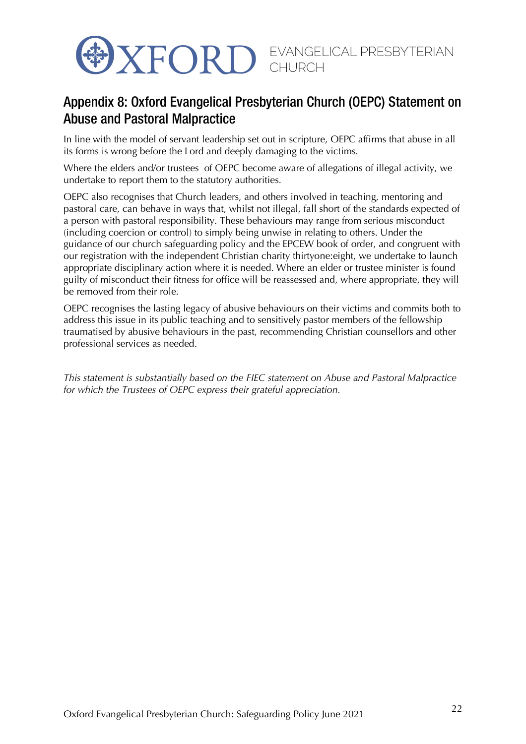# Appendix 8: Oxford Evangelical Presbyterian Church (OEPC) Statement on Abuse and Pastoral Malpractice

In line with the model of servant leadership set out in scripture, OEPC affirms that abuse in all its forms is wrong before the Lord and deeply damaging to the victims.

Where the elders and/or trustees of OEPC become aware of allegations of illegal activity, we undertake to report them to the statutory authorities.

OEPC also recognises that Church leaders, and others involved in teaching, mentoring and pastoral care, can behave in ways that, whilst not illegal, fall short of the standards expected of a person with pastoral responsibility. These behaviours may range from serious misconduct (including coercion or control) to simply being unwise in relating to others. Under the guidance of our church safeguarding policy and the EPCEW book of order, and congruent with our registration with the independent Christian charity thirtyone:eight, we undertake to launch appropriate disciplinary action where it is needed. Where an elder or trustee minister is found guilty of misconduct their fitness for office will be reassessed and, where appropriate, they will be removed from their role.

OEPC recognises the lasting legacy of abusive behaviours on their victims and commits both to address this issue in its public teaching and to sensitively pastor members of the fellowship traumatised by abusive behaviours in the past, recommending Christian counsellors and other professional services as needed.

*This statement is substantially based on the FIEC statement on Abuse and Pastoral Malpractice for which the Trustees of OEPC express their grateful appreciation.*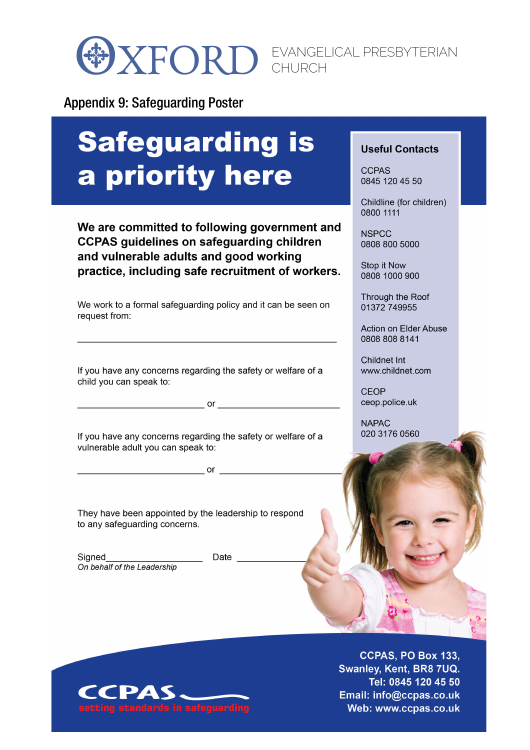OXFORD EVANGELICAL PRESBYTERIAN CHURCH

## Appendix 9: Safeguarding Poster

# Safeguarding is a priority here

**We are committed to following government and CCPAS guidelines on safeguarding children and vulnerable adults and good working practice, including safe recruitment of workers.**

We work to a formal safeguarding policy and it can be seen on request from:

______________________________________________

If you have any concerns regarding the safety or welfare of a child you can speak to:

______________________ or ______________________

If you have any concerns regarding the safety or welfare of a vulnerable adult you can speak to:

______________________ or ______________________

They have been appointed by the leadership to respond to any safeguarding concerns.

Signed____________________ Date ____________
*On behalf of the Leadership*

### Useful Contacts

CCPAS
0845 120 45 50

Childline (for children)
0800 1111

NSPCC
0808 800 5000

Stop it Now
0808 1000 900

Through the Roof
01372 749955

Action on Elder Abuse
0808 808 8141

Childnet Int
www.childnet.com

CEOP
ceop.police.uk

NAPAC
020 3176 0560

CCPAS
setting standards in safeguarding

**CCPAS, PO Box 133,**
**Swanley, Kent, BR8 7UQ.**
**Tel: 0845 120 45 50**
**Email: info@ccpas.co.uk**
**Web: www.ccpas.co.uk**